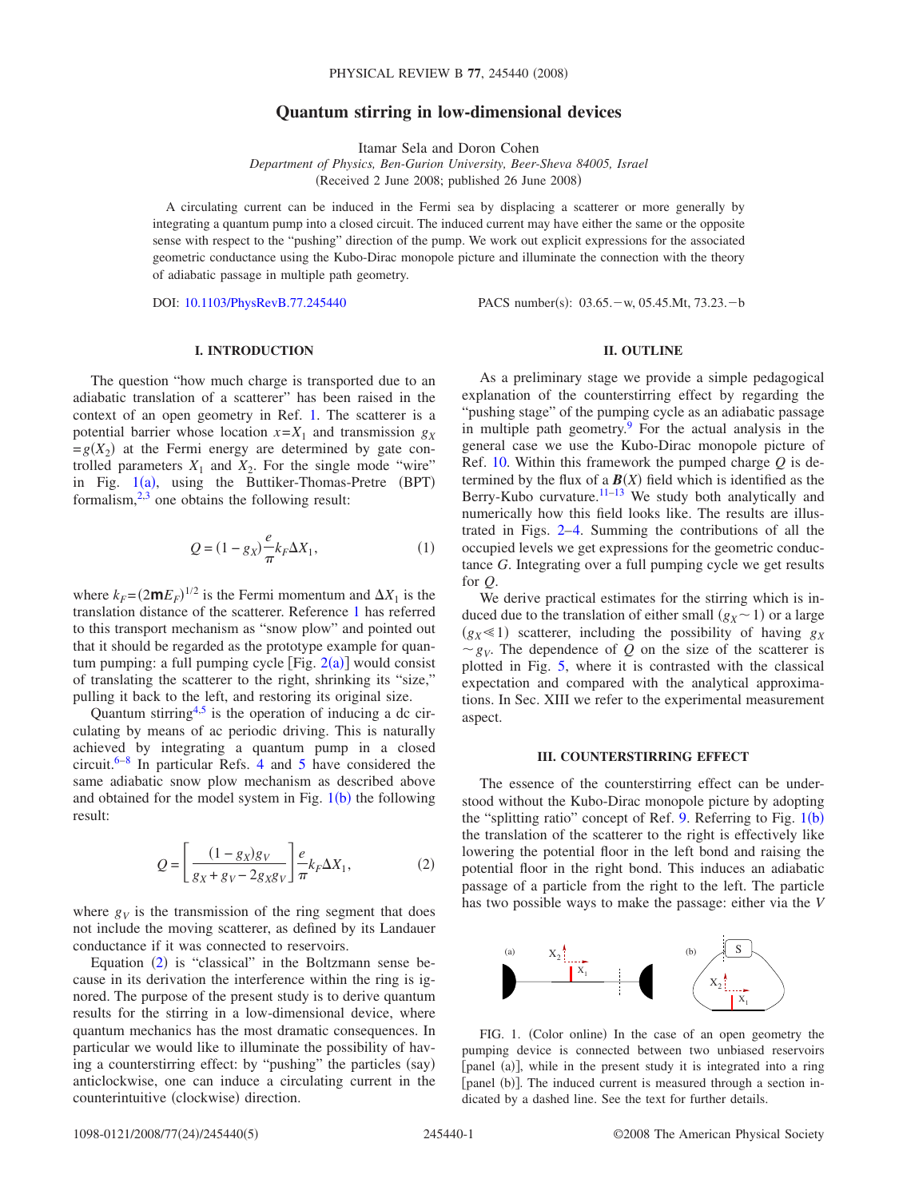# Quantum stirring in low-dimensional devices

Itamar Sela and Doron Cohen

*Department of Physics, Ben-Gurion University, Beer-Sheva 84005, Israel*

(Received 2 June 2008; published 26 June 2008)

A circulating current can be induced in the Fermi sea by displacing a scatterer or more generally by integrating a quantum pump into a closed circuit. The induced current may have either the same or the opposite sense with respect to the "pushing" direction of the pump. We work out explicit expressions for the associated geometric conductance using the Kubo-Dirac monopole picture and illuminate the connection with the theory of adiabatic passage in multiple path geometry.

DOI: 10.1103/PhysRevB.77.245440 PACS number(s): 03.65.−w, 05.45.Mt, 73.23.−b

## I. INTRODUCTION

The question "how much charge is transported due to an adiabatic translation of a scatterer" has been raised in the context of an open geometry in Ref. 1. The scatterer is a potential barrier whose location $x=X_1$ and transmission $g_X = g(X_2)$ at the Fermi energy are determined by gate controlled parameters $X_1$ and $X_2$. For the single mode "wire" in Fig. 1(a), using the Buttiker-Thomas-Pretre (BPT) formalism,[2,3] one obtains the following result:

$$Q = (1 - g_X)\frac{e}{\pi}k_F \Delta X_1, \tag{1}$$

where $k_F = (2\mathsf{m}E_F)^{1/2}$ is the Fermi momentum and $\Delta X_1$ is the translation distance of the scatterer. Reference 1 has referred to this transport mechanism as "snow plow" and pointed out that it should be regarded as the prototype example for quantum pumping: a full pumping cycle [Fig. 2(a)] would consist of translating the scatterer to the right, shrinking its "size," pulling it back to the left, and restoring its original size.

Quantum stirring[4,5] is the operation of inducing a dc circulating by means of ac periodic driving. This is naturally achieved by integrating a quantum pump in a closed circuit.[6–8] In particular Refs. 4 and 5 have considered the same adiabatic snow plow mechanism as described above and obtained for the model system in Fig. 1(b) the following result:

$$Q = \left[\frac{(1-g_X)g_V}{g_X + g_V - 2g_X g_V}\right]\frac{e}{\pi}k_F \Delta X_1, \tag{2}$$

where $g_V$ is the transmission of the ring segment that does not include the moving scatterer, as defined by its Landauer conductance if it was connected to reservoirs.

Equation (2) is "classical" in the Boltzmann sense because in its derivation the interference within the ring is ignored. The purpose of the present study is to derive quantum results for the stirring in a low-dimensional device, where quantum mechanics has the most dramatic consequences. In particular we would like to illuminate the possibility of having a counterstirring effect: by "pushing" the particles (say) anticlockwise, one can induce a circulating current in the counterintuitive (clockwise) direction.

## II. OUTLINE

As a preliminary stage we provide a simple pedagogical explanation of the counterstirring effect by regarding the "pushing stage" of the pumping cycle as an adiabatic passage in multiple path geometry.[9] For the actual analysis in the general case we use the Kubo-Dirac monopole picture of Ref. 10. Within this framework the pumped charge $Q$ is determined by the flux of a $\boldsymbol{B}(X)$ field which is identified as the Berry-Kubo curvature.[11–13] We study both analytically and numerically how this field looks like. The results are illustrated in Figs. 2–4. Summing the contributions of all the occupied levels we get expressions for the geometric conductance $G$. Integrating over a full pumping cycle we get results for $Q$.

We derive practical estimates for the stirring which is induced due to the translation of either small ($g_X \sim 1$) or a large ($g_X \ll 1$) scatterer, including the possibility of having $g_X \sim g_V$. The dependence of $Q$ on the size of the scatterer is plotted in Fig. 5, where it is contrasted with the classical expectation and compared with the analytical approximations. In Sec. XIII we refer to the experimental measurement aspect.

## III. COUNTERSTIRRING EFFECT

The essence of the counterstirring effect can be understood without the Kubo-Dirac monopole picture by adopting the "splitting ratio" concept of Ref. 9. Referring to Fig. 1(b) the translation of the scatterer to the right is effectively like lowering the potential floor in the left bond and raising the potential floor in the right bond. This induces an adiabatic passage of a particle from the right to the left. The particle has two possible ways to make the passage: either via the $V$

FIG. 1. (Color online) In the case of an open geometry the pumping device is connected between two unbiased reservoirs [panel (a)], while in the present study it is integrated into a ring [panel (b)]. The induced current is measured through a section indicated by a dashed line. See the text for further details.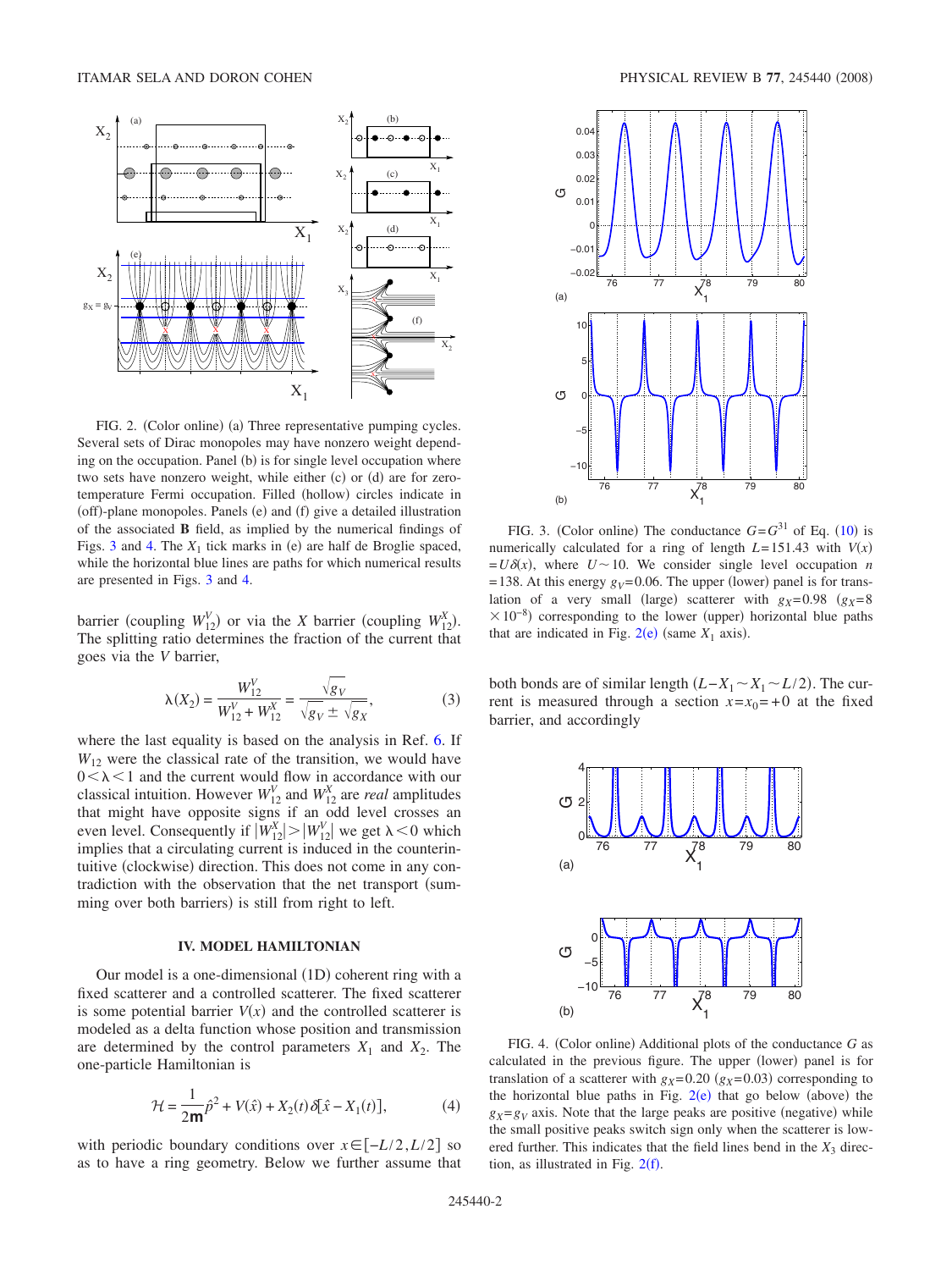FIG. 2. (Color online) (a) Three representative pumping cycles. Several sets of Dirac monopoles may have nonzero weight depending on the occupation. Panel (b) is for single level occupation where two sets have nonzero weight, while either (c) or (d) are for zero-temperature Fermi occupation. Filled (hollow) circles indicate in (off)-plane monopoles. Panels (e) and (f) give a detailed illustration of the associated **B** field, as implied by the numerical findings of Figs. 3 and 4. The $X_1$ tick marks in (e) are half de Broglie spaced, while the horizontal blue lines are paths for which numerical results are presented in Figs. 3 and 4.

barrier (coupling $W_{12}^V$) or via the $X$ barrier (coupling $W_{12}^X$). The splitting ratio determines the fraction of the current that goes via the $V$ barrier,

$$\lambda(X_2) = \frac{W_{12}^V}{W_{12}^V + W_{12}^X} = \frac{\sqrt{g_V}}{\sqrt{g_V} \pm \sqrt{g_X}}, \tag{3}$$

where the last equality is based on the analysis in Ref. 6. If $W_{12}$ were the classical rate of the transition, we would have $0 < \lambda < 1$ and the current would flow in accordance with our classical intuition. However $W_{12}^V$ and $W_{12}^X$ are *real* amplitudes that might have opposite signs if an odd level crosses an even level. Consequently if $|W_{12}^X| > |W_{12}^V|$ we get $\lambda < 0$ which implies that a circulating current is induced in the counterintuitive (clockwise) direction. This does not come in any contradiction with the observation that the net transport (summing over both barriers) is still from right to left.

## IV. MODEL HAMILTONIAN

Our model is a one-dimensional (1D) coherent ring with a fixed scatterer and a controlled scatterer. The fixed scatterer is some potential barrier $V(x)$ and the controlled scatterer is modeled as a delta function whose position and transmission are determined by the control parameters $X_1$ and $X_2$. The one-particle Hamiltonian is

$$\mathcal{H} = \frac{1}{2\mathsf{m}}\hat{p}^2 + V(\hat{x}) + X_2(t)\delta[\hat{x} - X_1(t)], \tag{4}$$

with periodic boundary conditions over $x \in [-L/2, L/2]$ so as to have a ring geometry. Below we further assume that both bonds are of similar length $(L - X_1 \sim X_1 \sim L/2)$. The current is measured through a section $x = x_0 = +0$ at the fixed barrier, and accordingly

FIG. 3. (Color online) The conductance $G = G^{31}$ of Eq. (10) is numerically calculated for a ring of length $L = 151.43$ with $V(x) = U\delta(x)$, where $U \sim 10$. We consider single level occupation $n = 138$. At this energy $g_V = 0.06$. The upper (lower) panel is for translation of a very small (large) scatterer with $g_X = 0.98$ ($g_X = 8 \times 10^{-8}$) corresponding to the lower (upper) horizontal blue paths that are indicated in Fig. 2(e) (same $X_1$ axis).

FIG. 4. (Color online) Additional plots of the conductance $G$ as calculated in the previous figure. The upper (lower) panel is for translation of a scatterer with $g_X = 0.20$ ($g_X = 0.03$) corresponding to the horizontal blue paths in Fig. 2(e) that go below (above) the $g_X = g_V$ axis. Note that the large peaks are positive (negative) while the small positive peaks switch sign only when the scatterer is lowered further. This indicates that the field lines bend in the $X_3$ direction, as illustrated in Fig. 2(f).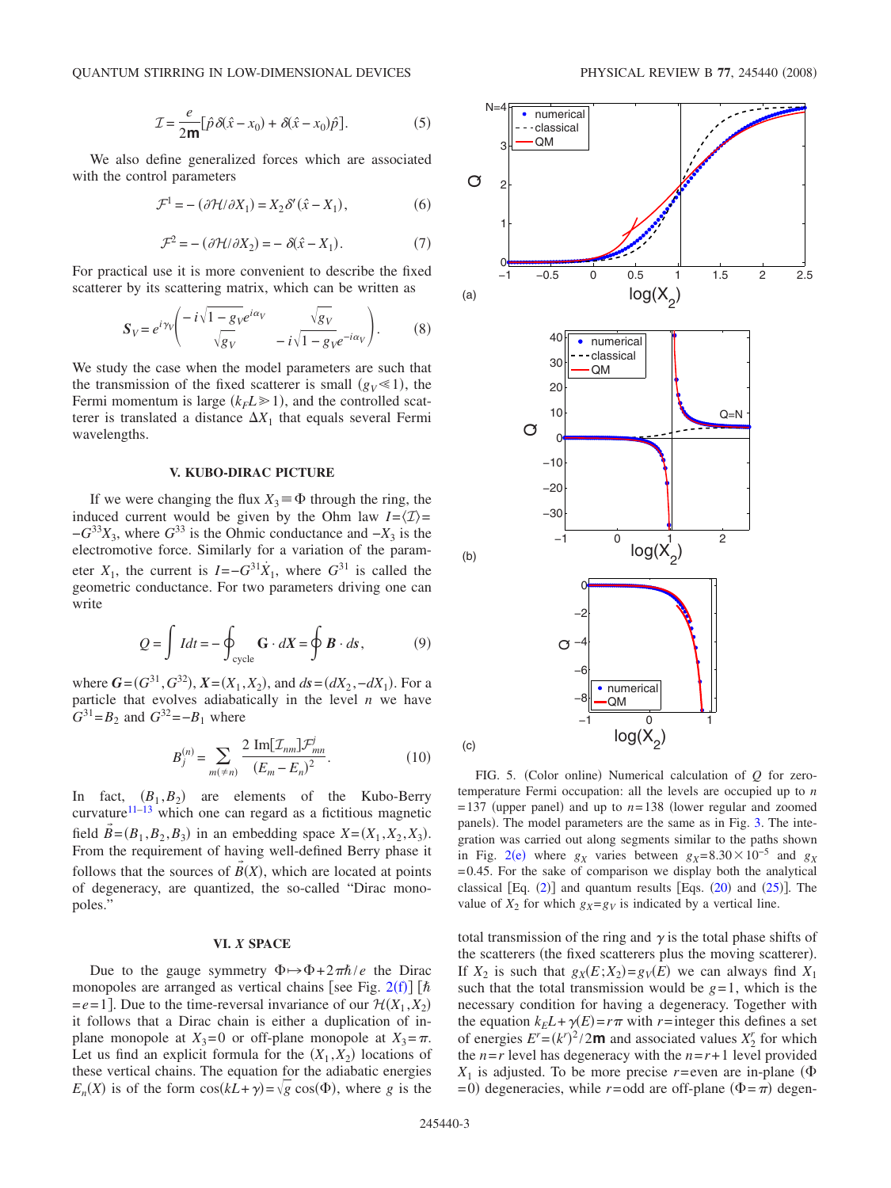$$\mathcal{I} = \frac{e}{2\mathsf{m}}[\hat{p}\delta(\hat{x}-x_0) + \delta(\hat{x}-x_0)\hat{p}]. \tag{5}$$

We also define generalized forces which are associated with the control parameters

$$\mathcal{F}^1 = -(\partial\mathcal{H}/\partial X_1) = X_2\delta'(\hat{x}-X_1), \tag{6}$$

$$\mathcal{F}^2 = -(\partial\mathcal{H}/\partial X_2) = -\delta(\hat{x}-X_1). \tag{7}$$

For practical use it is more convenient to describe the fixed scatterer by its scattering matrix, which can be written as

$$\boldsymbol{S}_V = e^{i\gamma_V}\begin{pmatrix} -i\sqrt{1-g_V}e^{i\alpha_V} & \sqrt{g_V} \\ \sqrt{g_V} & -i\sqrt{1-g_V}e^{-i\alpha_V}\end{pmatrix}. \tag{8}$$

We study the case when the model parameters are such that the transmission of the fixed scatterer is small ($g_V \ll 1$), the Fermi momentum is large ($k_F L \gg 1$), and the controlled scatterer is translated a distance $\Delta X_1$ that equals several Fermi wavelengths.

## V. KUBO-DIRAC PICTURE

If we were changing the flux $X_3 \equiv \Phi$ through the ring, the induced current would be given by the Ohm law $I = \langle \mathcal{I} \rangle = -G^{33}\dot{X}_3$, where $G^{33}$ is the Ohmic conductance and $-\dot{X}_3$ is the electromotive force. Similarly for a variation of the parameter $X_1$, the current is $I = -G^{31}\dot{X}_1$, where $G^{31}$ is called the geometric conductance. For two parameters driving one can write

$$Q = \int I dt = -\oint_{\text{cycle}} \mathbf{G}\cdot d\boldsymbol{X} = \oint \boldsymbol{B}\cdot d\boldsymbol{s}, \tag{9}$$

where $\boldsymbol{G} = (G^{31}, G^{32})$, $\boldsymbol{X} = (X_1, X_2)$, and $d\boldsymbol{s} = (dX_2, -dX_1)$. For a particle that evolves adiabatically in the level $n$ we have $G^{31} = B_2$ and $G^{32} = -B_1$ where

$$B_j^{(n)} = \sum_{m(\neq n)} \frac{2\,\mathrm{Im}[\mathcal{I}_{nm}]\mathcal{F}^j_{mn}}{(E_m - E_n)^2}. \tag{10}$$

In fact, $(B_1, B_2)$ are elements of the Kubo-Berry curvature[11–13] which one can regard as a fictitious magnetic field $\vec{B} = (B_1, B_2, B_3)$ in an embedding space $X = (X_1, X_2, X_3)$. From the requirement of having well-defined Berry phase it follows that the sources of $\vec{B}(X)$, which are located at points of degeneracy, are quantized, the so-called "Dirac monopoles."

## VI. X SPACE

Due to the gauge symmetry $\Phi \mapsto \Phi + 2\pi\hbar/e$ the Dirac monopoles are arranged as vertical chains [see Fig. 2(f)] [$\hbar = e = 1$]. Due to the time-reversal invariance of our $\mathcal{H}(X_1, X_2)$ it follows that a Dirac chain is either a duplication of in-plane monopole at $X_3 = 0$ or off-plane monopole at $X_3 = \pi$. Let us find an explicit formula for the $(X_1, X_2)$ locations of these vertical chains. The equation for the adiabatic energies $E_n(X)$ is of the form $\cos(kL + \gamma) = \sqrt{g}\cos(\Phi)$, where $g$ is the total transmission of the ring and $\gamma$ is the total phase shifts of the scatterers (the fixed scatterers plus the moving scatterer). If $X_2$ is such that $g_X(E; X_2) = g_V(E)$ we can always find $X_1$ such that the total transmission would be $g = 1$, which is the necessary condition for having a degeneracy. Together with the equation $k_F L + \gamma(E) = r\pi$ with $r$ = integer this defines a set of energies $E^r = (k^r)^2/2\mathsf{m}$ and associated values $X_2^r$ for which the $n = r$ level has degeneracy with the $n = r+1$ level provided $X_1$ is adjusted. To be more precise $r$ = even are in-plane ($\Phi = 0$) degeneracies, while $r$ = odd are off-plane ($\Phi = \pi$) degen-

FIG. 5. (Color online) Numerical calculation of $Q$ for zero-temperature Fermi occupation: all the levels are occupied up to $n = 137$ (upper panel) and up to $n = 138$ (lower regular and zoomed panels). The model parameters are the same as in Fig. 3. The integration was carried out along segments similar to the paths shown in Fig. 2(e) where $g_X$ varies between $g_X = 8.30 \times 10^{-5}$ and $g_X = 0.45$. For the sake of comparison we display both the analytical classical [Eq. (2)] and quantum results [Eqs. (20) and (25)]. The value of $X_2$ for which $g_X = g_V$ is indicated by a vertical line.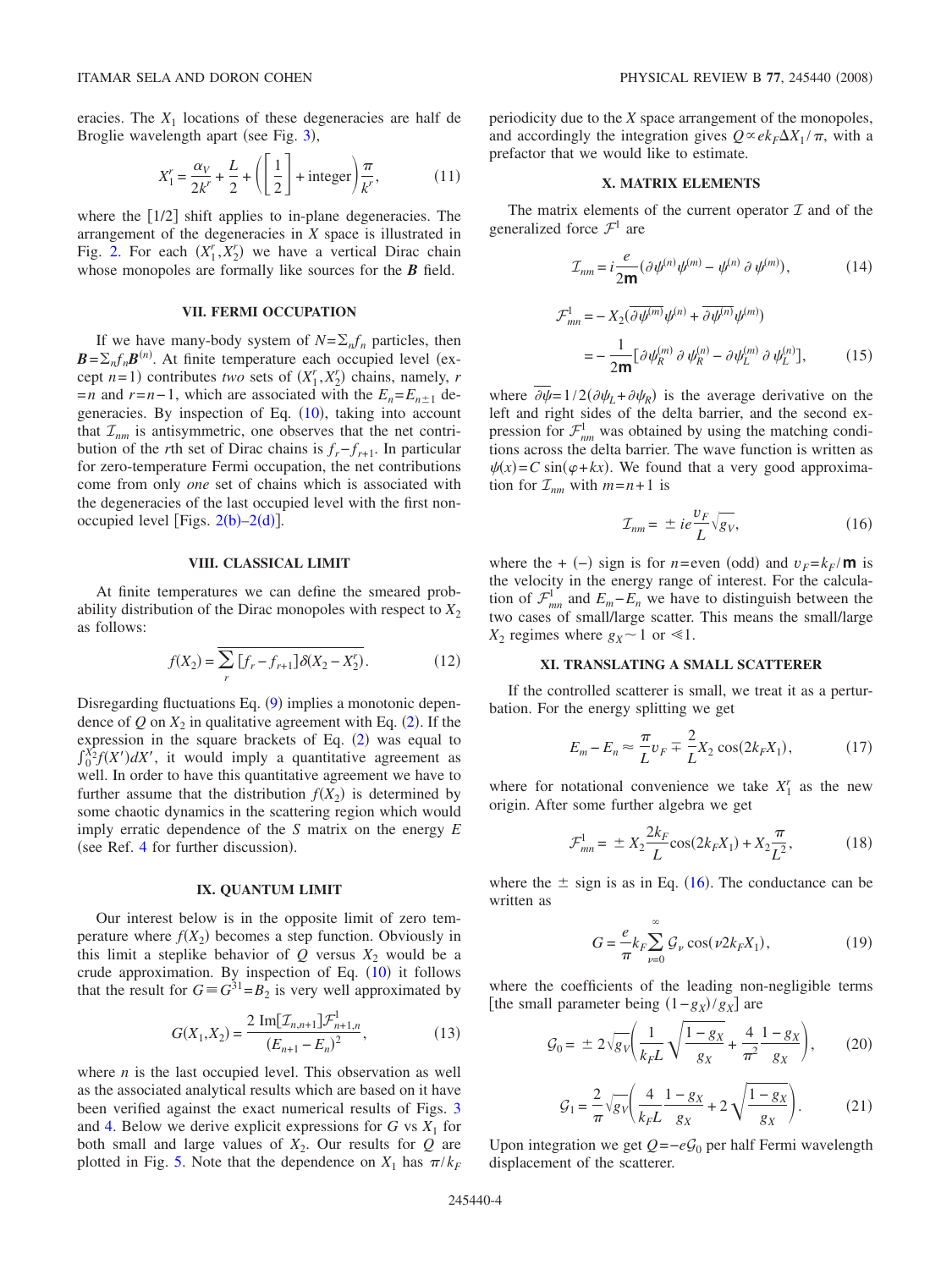eracies. The $X_1$ locations of these degeneracies are half de Broglie wavelength apart (see Fig. 3),

$$X_1^r = \frac{\alpha_V}{2k^r} + \frac{L}{2} + \left(\left[\frac{1}{2}\right] + \text{integer}\right)\frac{\pi}{k^r}, \tag{11}$$

where the [1/2] shift applies to in-plane degeneracies. The arrangement of the degeneracies in $X$ space is illustrated in Fig. 2. For each $(X_1^r, X_2^r)$ we have a vertical Dirac chain whose monopoles are formally like sources for the $\boldsymbol{B}$ field.

## VII. FERMI OCCUPATION

If we have many-body system of $N=\Sigma_n f_n$ particles, then $\boldsymbol{B}=\Sigma_n f_n \boldsymbol{B}^{(n)}$. At finite temperature each occupied level (except $n=1$) contributes *two* sets of $(X_1^r, X_2^r)$ chains, namely, $r=n$ and $r=n-1$, which are associated with the $E_n=E_{n\pm1}$ degeneracies. By inspection of Eq. (10), taking into account that $\mathcal{I}_{nm}$ is antisymmetric, one observes that the net contribution of the $r$th set of Dirac chains is $f_r - f_{r+1}$. In particular for zero-temperature Fermi occupation, the net contributions come from only *one* set of chains which is associated with the degeneracies of the last occupied level with the first nonoccupied level [Figs. 2(b)–2(d)].

## VIII. CLASSICAL LIMIT

At finite temperatures we can define the smeared probability distribution of the Dirac monopoles with respect to $X_2$ as follows:

$$f(X_2) = \overline{\sum_r [f_r - f_{r+1}]\delta(X_2 - X_2^r)}. \tag{12}$$

Disregarding fluctuations Eq. (9) implies a monotonic dependence of $Q$ on $X_2$ in qualitative agreement with Eq. (2). If the expression in the square brackets of Eq. (2) was equal to $\int_0^{X_2} f(X')dX'$, it would imply a quantitative agreement as well. In order to have this quantitative agreement we have to further assume that the distribution $f(X_2)$ is determined by some chaotic dynamics in the scattering region which would imply erratic dependence of the $S$ matrix on the energy $E$ (see Ref. 4 for further discussion).

## IX. QUANTUM LIMIT

Our interest below is in the opposite limit of zero temperature where $f(X_2)$ becomes a step function. Obviously in this limit a steplike behavior of $Q$ versus $X_2$ would be a crude approximation. By inspection of Eq. (10) it follows that the result for $G \equiv G^{31} = B_2$ is very well approximated by

$$G(X_1, X_2) = \frac{2\,\mathrm{Im}[\mathcal{I}_{n,n+1}]\mathcal{F}^1_{n+1,n}}{(E_{n+1}-E_n)^2}, \tag{13}$$

where $n$ is the last occupied level. This observation as well as the associated analytical results which are based on it have been verified against the exact numerical results of Figs. 3 and 4. Below we derive explicit expressions for $G$ vs $X_1$ for both small and large values of $X_2$. Our results for $Q$ are plotted in Fig. 5. Note that the dependence on $X_1$ has $\pi/k_F$ periodicity due to the $X$ space arrangement of the monopoles, and accordingly the integration gives $Q \propto e k_F \Delta X_1/\pi$, with a prefactor that we would like to estimate.

## X. MATRIX ELEMENTS

The matrix elements of the current operator $\mathcal{I}$ and of the generalized force $\mathcal{F}^1$ are

$$\mathcal{I}_{nm} = i\frac{e}{2\mathsf{m}}(\partial\psi^{(n)}\psi^{(m)} - \psi^{(n)}\,\partial\,\psi^{(m)}), \tag{14}$$

$$\begin{aligned}\mathcal{F}^1_{mn} &= -X_2(\overline{\partial\psi^{(m)}}\psi^{(n)} + \overline{\partial\psi^{(n)}}\psi^{(m)}) \\ &= -\frac{1}{2\mathsf{m}}[\partial\psi_R^{(m)}\,\partial\,\psi_R^{(n)} - \partial\psi_L^{(m)}\,\partial\,\psi_L^{(n)}],\end{aligned} \tag{15}$$

where $\overline{\partial\psi}=1/2(\partial\psi_L+\partial\psi_R)$ is the average derivative on the left and right sides of the delta barrier, and the second expression for $\mathcal{F}^1_{nm}$ was obtained by using the matching conditions across the delta barrier. The wave function is written as $\psi(x)=C\sin(\varphi+kx)$. We found that a very good approximation for $\mathcal{I}_{nm}$ with $m=n+1$ is

$$\mathcal{I}_{nm} = \pm ie\frac{v_F}{L}\sqrt{g_V}, \tag{16}$$

where the + (−) sign is for $n$=even (odd) and $v_F=k_F/\mathsf{m}$ is the velocity in the energy range of interest. For the calculation of $\mathcal{F}^1_{mn}$ and $E_m-E_n$ we have to distinguish between the two cases of small/large scatter. This means the small/large $X_2$ regimes where $g_X \sim 1$ or $\ll 1$.

## XI. TRANSLATING A SMALL SCATTERER

If the controlled scatterer is small, we treat it as a perturbation. For the energy splitting we get

$$E_m - E_n \approx \frac{\pi}{L}v_F \mp \frac{2}{L}X_2\cos(2k_F X_1), \tag{17}$$

where for notational convenience we take $X_1^r$ as the new origin. After some further algebra we get

$$\mathcal{F}^1_{mn} = \pm X_2\frac{2k_F}{L}\cos(2k_F X_1) + X_2\frac{\pi}{L^2}, \tag{18}$$

where the ± sign is as in Eq. (16). The conductance can be written as

$$G = \frac{e}{\pi}k_F\sum_{\nu=0}^{\infty}\mathcal{G}_\nu\cos(\nu 2k_F X_1), \tag{19}$$

where the coefficients of the leading non-negligible terms [the small parameter being $(1-g_X)/g_X$] are

$$\mathcal{G}_0 = \pm 2\sqrt{g_V}\left(\frac{1}{k_F L}\sqrt{\frac{1-g_X}{g_X}} + \frac{4}{\pi^2}\frac{1-g_X}{g_X}\right), \tag{20}$$

$$\mathcal{G}_1 = \frac{2}{\pi}\sqrt{g_V}\left(\frac{4}{k_F L}\frac{1-g_X}{g_X} + 2\sqrt{\frac{1-g_X}{g_X}}\right). \tag{21}$$

Upon integration we get $Q=-e\mathcal{G}_0$ per half Fermi wavelength displacement of the scatterer.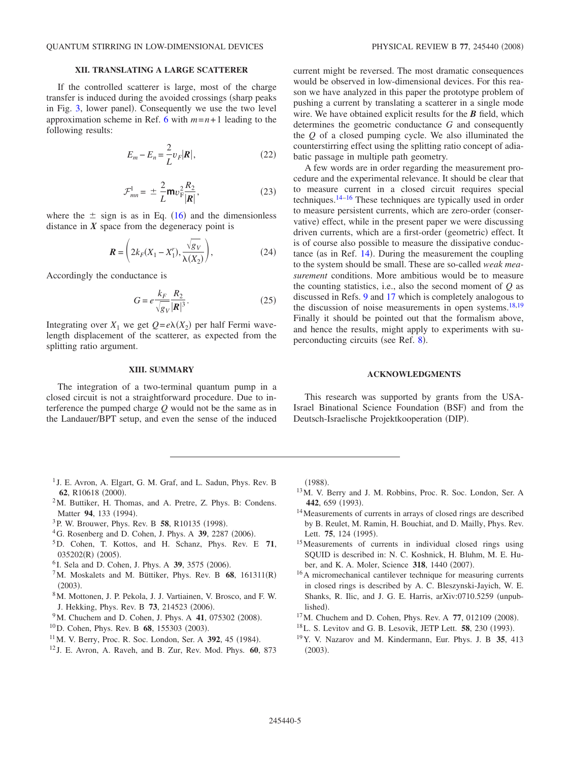## XII. TRANSLATING A LARGE SCATTERER

If the controlled scatterer is large, most of the charge transfer is induced during the avoided crossings (sharp peaks in Fig. 3, lower panel). Consequently we use the two level approximation scheme in Ref. 6 with $m=n+1$ leading to the following results:

$$E_m - E_n = \frac{2}{L} v_F |\boldsymbol{R}|, \tag{22}$$

$$\mathcal{F}^1_{mn} = \pm \frac{2}{L} \mathsf{m} v_F^2 \frac{R_2}{|\boldsymbol{R}|}, \tag{23}$$

where the $\pm$ sign is as in Eq. (16) and the dimensionless distance in $\boldsymbol{X}$ space from the degeneracy point is

$$\boldsymbol{R} = \left( 2k_F(X_1 - X_1^r), \frac{\sqrt{g_V}}{\lambda(X_2)} \right), \tag{24}$$

Accordingly the conductance is

$$G = e \frac{k_F}{\sqrt{g_V}} \frac{R_2}{|\boldsymbol{R}|^3}. \tag{25}$$

Integrating over $X_1$ we get $Q = e\lambda(X_2)$ per half Fermi wavelength displacement of the scatterer, as expected from the splitting ratio argument.

## XIII. SUMMARY

The integration of a two-terminal quantum pump in a closed circuit is not a straightforward procedure. Due to interference the pumped charge $Q$ would not be the same as in the Landauer/BPT setup, and even the sense of the induced current might be reversed. The most dramatic consequences would be observed in low-dimensional devices. For this reason we have analyzed in this paper the prototype problem of pushing a current by translating a scatterer in a single mode wire. We have obtained explicit results for the $\boldsymbol{B}$ field, which determines the geometric conductance $G$ and consequently the $Q$ of a closed pumping cycle. We also illuminated the counterstirring effect using the splitting ratio concept of adiabatic passage in multiple path geometry.

A few words are in order regarding the measurement procedure and the experimental relevance. It should be clear that to measure current in a closed circuit requires special techniques.[14–16] These techniques are typically used in order to measure persistent currents, which are zero-order (conservative) effect, while in the present paper we were discussing driven currents, which are a first-order (geometric) effect. It is of course also possible to measure the dissipative conductance (as in Ref. 14). During the measurement the coupling to the system should be small. These are so-called *weak measurement* conditions. More ambitious would be to measure the counting statistics, i.e., also the second moment of $Q$ as discussed in Refs. 9 and 17 which is completely analogous to the discussion of noise measurements in open systems.[18,19] Finally it should be pointed out that the formalism above, and hence the results, might apply to experiments with superconducting circuits (see Ref. 8).

## ACKNOWLEDGMENTS

This research was supported by grants from the USA-Israel Binational Science Foundation (BSF) and from the Deutsch-Israelische Projektkooperation (DIP).

---

[1] J. E. Avron, A. Elgart, G. M. Graf, and L. Sadun, Phys. Rev. B **62**, R10618 (2000).
[2] M. Buttiker, H. Thomas, and A. Pretre, Z. Phys. B: Condens. Matter **94**, 133 (1994).
[3] P. W. Brouwer, Phys. Rev. B **58**, R10135 (1998).
[4] G. Rosenberg and D. Cohen, J. Phys. A **39**, 2287 (2006).
[5] D. Cohen, T. Kottos, and H. Schanz, Phys. Rev. E **71**, 035202(R) (2005).
[6] I. Sela and D. Cohen, J. Phys. A **39**, 3575 (2006).
[7] M. Moskalets and M. Büttiker, Phys. Rev. B **68**, 161311(R) (2003).
[8] M. Mottonen, J. P. Pekola, J. J. Vartiainen, V. Brosco, and F. W. J. Hekking, Phys. Rev. B **73**, 214523 (2006).
[9] M. Chuchem and D. Cohen, J. Phys. A **41**, 075302 (2008).
[10] D. Cohen, Phys. Rev. B **68**, 155303 (2003).
[11] M. V. Berry, Proc. R. Soc. London, Ser. A **392**, 45 (1984).
[12] J. E. Avron, A. Raveh, and B. Zur, Rev. Mod. Phys. **60**, 873 (1988).
[13] M. V. Berry and J. M. Robbins, Proc. R. Soc. London, Ser. A **442**, 659 (1993).
[14] Measurements of currents in arrays of closed rings are described by B. Reulet, M. Ramin, H. Bouchiat, and D. Mailly, Phys. Rev. Lett. **75**, 124 (1995).
[15] Measurements of currents in individual closed rings using SQUID is described in: N. C. Koshnick, H. Bluhm, M. E. Huber, and K. A. Moler, Science **318**, 1440 (2007).
[16] A micromechanical cantilever technique for measuring currents in closed rings is described by A. C. Bleszynski-Jayich, W. E. Shanks, R. Ilic, and J. G. E. Harris, arXiv:0710.5259 (unpublished).
[17] M. Chuchem and D. Cohen, Phys. Rev. A **77**, 012109 (2008).
[18] L. S. Levitov and G. B. Lesovik, JETP Lett. **58**, 230 (1993).
[19] Y. V. Nazarov and M. Kindermann, Eur. Phys. J. B **35**, 413 (2003).